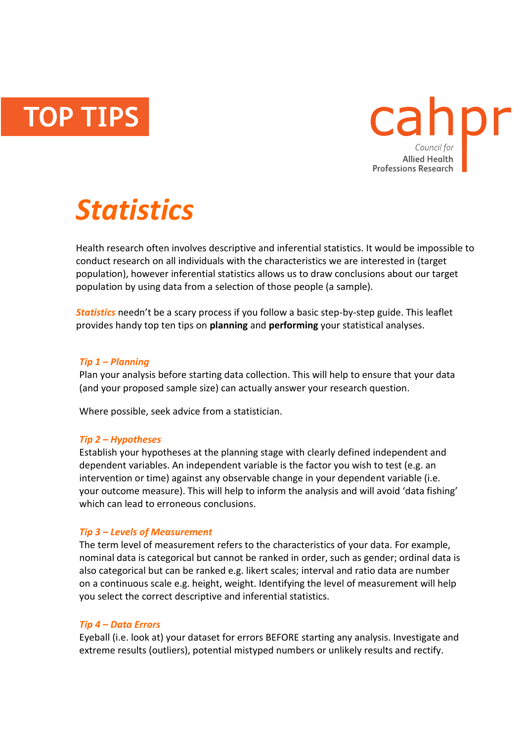TOP TIPS

cahpr

*Council for*
**Allied Health Professions Research**

# *Statistics*

Health research often involves descriptive and inferential statistics. It would be impossible to conduct research on all individuals with the characteristics we are interested in (target population), however inferential statistics allows us to draw conclusions about our target population by using data from a selection of those people (a sample).

*Statistics* needn't be a scary process if you follow a basic step-by-step guide. This leaflet provides handy top ten tips on **planning** and **performing** your statistical analyses.

### *Tip 1 – Planning*

Plan your analysis before starting data collection. This will help to ensure that your data (and your proposed sample size) can actually answer your research question.

Where possible, seek advice from a statistician.

### *Tip 2 – Hypotheses*

Establish your hypotheses at the planning stage with clearly defined independent and dependent variables. An independent variable is the factor you wish to test (e.g. an intervention or time) against any observable change in your dependent variable (i.e. your outcome measure). This will help to inform the analysis and will avoid 'data fishing' which can lead to erroneous conclusions.

### *Tip 3 – Levels of Measurement*

The term level of measurement refers to the characteristics of your data. For example, nominal data is categorical but cannot be ranked in order, such as gender; ordinal data is also categorical but can be ranked e.g. likert scales; interval and ratio data are number on a continuous scale e.g. height, weight. Identifying the level of measurement will help you select the correct descriptive and inferential statistics.

### *Tip 4 – Data Errors*

Eyeball (i.e. look at) your dataset for errors BEFORE starting any analysis. Investigate and extreme results (outliers), potential mistyped numbers or unlikely results and rectify.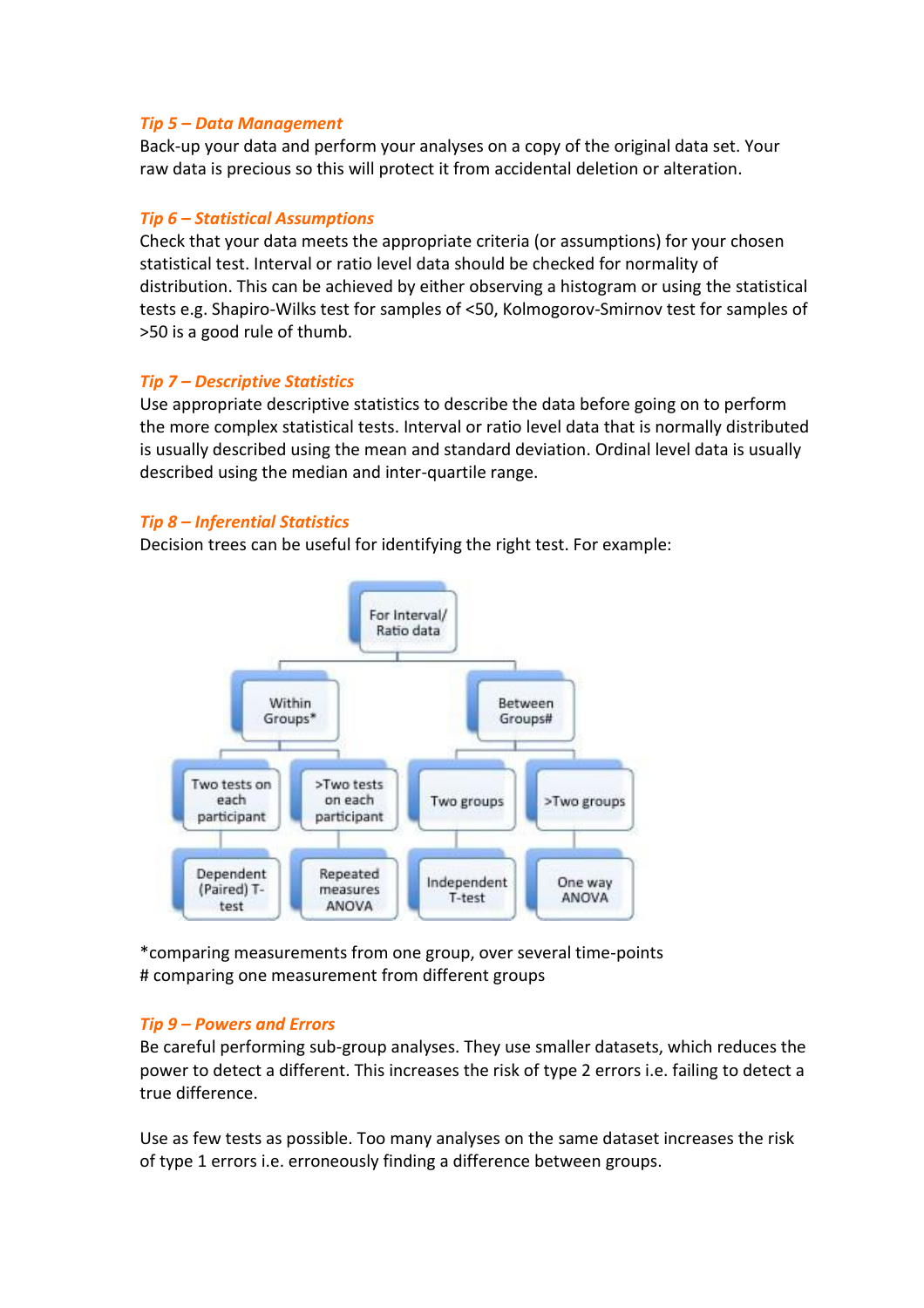### *Tip 5 – Data Management*

Back-up your data and perform your analyses on a copy of the original data set. Your raw data is precious so this will protect it from accidental deletion or alteration.

### *Tip 6 – Statistical Assumptions*

Check that your data meets the appropriate criteria (or assumptions) for your chosen statistical test. Interval or ratio level data should be checked for normality of distribution. This can be achieved by either observing a histogram or using the statistical tests e.g. Shapiro-Wilks test for samples of <50, Kolmogorov-Smirnov test for samples of >50 is a good rule of thumb.

### *Tip 7 – Descriptive Statistics*

Use appropriate descriptive statistics to describe the data before going on to perform the more complex statistical tests. Interval or ratio level data that is normally distributed is usually described using the mean and standard deviation. Ordinal level data is usually described using the median and inter-quartile range.

### *Tip 8 – Inferential Statistics*

Decision trees can be useful for identifying the right test. For example:

- For Interval/ Ratio data
  - Within Groups*
    - Two tests on each participant
      - Dependent (Paired) T-test
    - >Two tests on each participant
      - Repeated measures ANOVA
  - Between Groups#
    - Two groups
      - Independent T-test
    - >Two groups
      - One way ANOVA

*comparing measurements from one group, over several time-points
# comparing one measurement from different groups

### *Tip 9 – Powers and Errors*

Be careful performing sub-group analyses. They use smaller datasets, which reduces the power to detect a different. This increases the risk of type 2 errors i.e. failing to detect a true difference.

Use as few tests as possible. Too many analyses on the same dataset increases the risk of type 1 errors i.e. erroneously finding a difference between groups.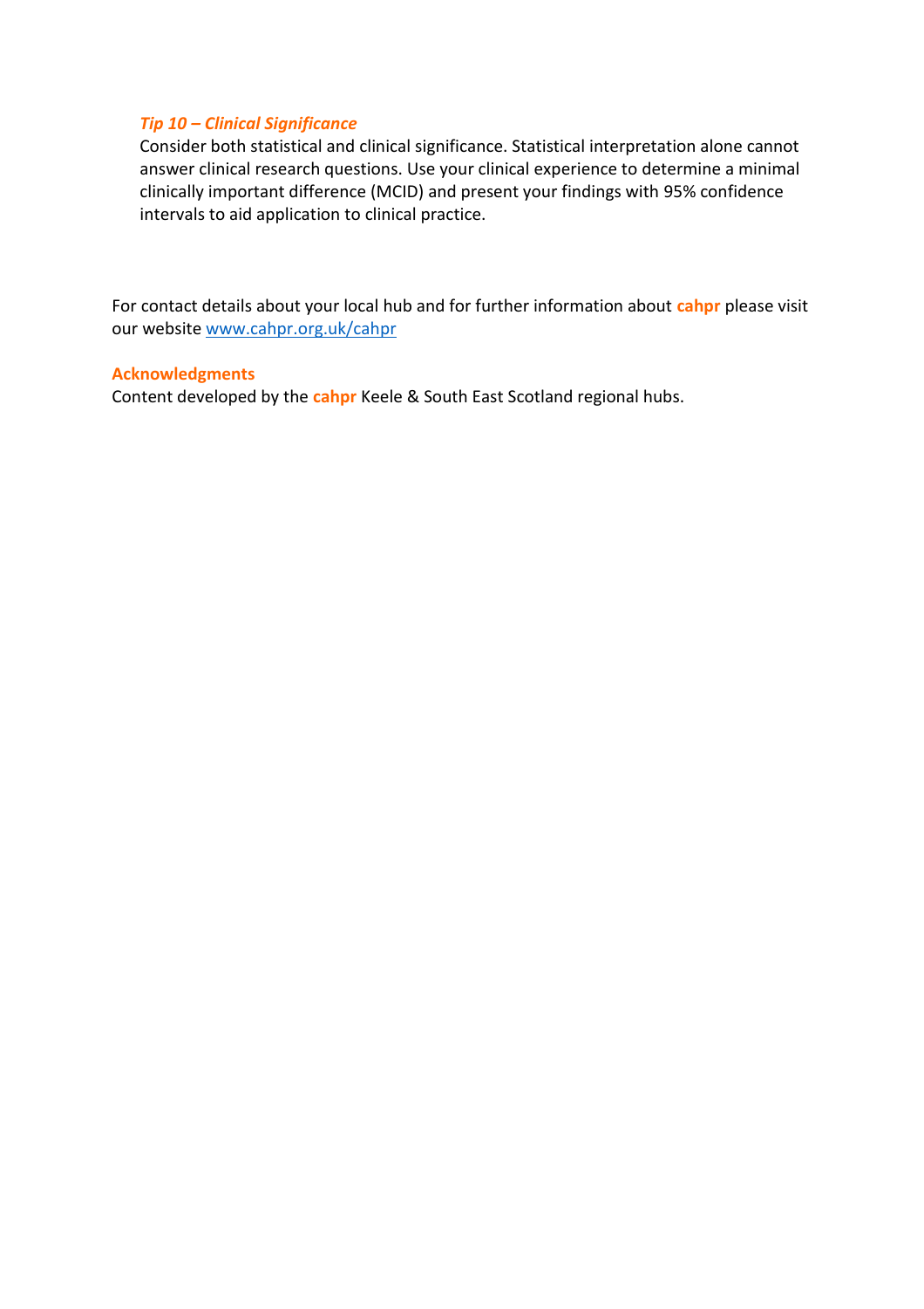***Tip 10 – Clinical Significance***

Consider both statistical and clinical significance. Statistical interpretation alone cannot answer clinical research questions. Use your clinical experience to determine a minimal clinically important difference (MCID) and present your findings with 95% confidence intervals to aid application to clinical practice.

For contact details about your local hub and for further information about **cahpr** please visit our website [www.cahpr.org.uk/cahpr](www.cahpr.org.uk/cahpr)

**Acknowledgments**

Content developed by the **cahpr** Keele & South East Scotland regional hubs.